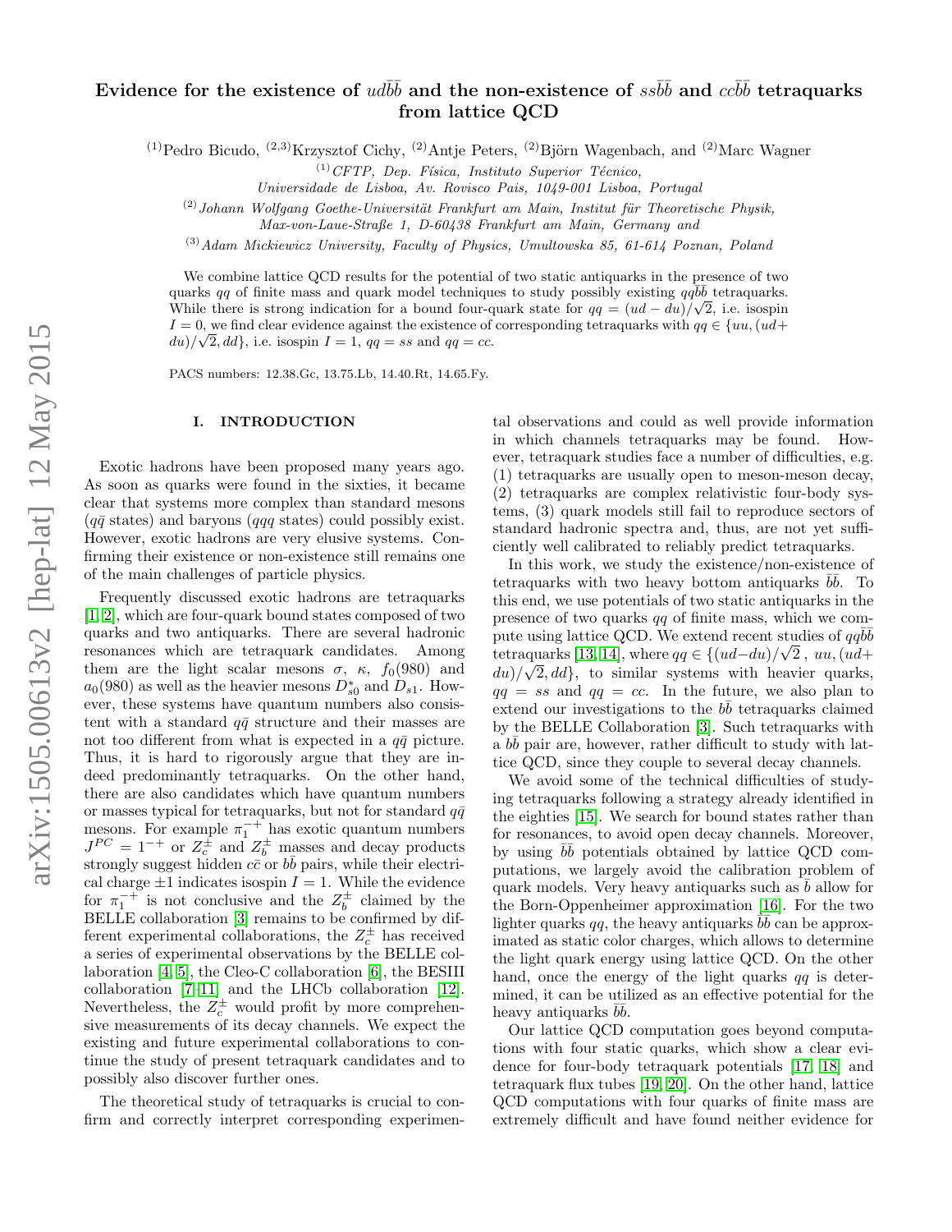# Evidence for the existence of $ud\bar{b}\bar{b}$ and the non-existence of $ss\bar{b}\bar{b}$ and $cc\bar{b}\bar{b}$ tetraquarks from lattice QCD

[(1)]Pedro Bicudo, [(2,3)]Krzysztof Cichy, [(2)]Antje Peters, [(2)]Björn Wagenbach, and [(2)]Marc Wagner

[(1)]*CFTP, Dep. Física, Instituto Superior Técnico, Universidade de Lisboa, Av. Rovisco Pais, 1049-001 Lisboa, Portugal*

[(2)]*Johann Wolfgang Goethe-Universität Frankfurt am Main, Institut für Theoretische Physik, Max-von-Laue-Straße 1, D-60438 Frankfurt am Main, Germany and*

[(3)]*Adam Mickiewicz University, Faculty of Physics, Umultowska 85, 61-614 Poznan, Poland*

We combine lattice QCD results for the potential of two static antiquarks in the presence of two quarks $qq$ of finite mass and quark model techniques to study possibly existing $qq\bar{b}\bar{b}$ tetraquarks. While there is strong indication for a bound four-quark state for $qq = (ud - du)/\sqrt{2}$, i.e. isospin $I = 0$, we find clear evidence against the existence of corresponding tetraquarks with $qq \in \{uu, (ud + du)/\sqrt{2}, dd\}$, i.e. isospin $I = 1$, $qq = ss$ and $qq = cc$.

PACS numbers: 12.38.Gc, 13.75.Lb, 14.40.Rt, 14.65.Fy.

## I. INTRODUCTION

Exotic hadrons have been proposed many years ago. As soon as quarks were found in the sixties, it became clear that systems more complex than standard mesons ($q\bar{q}$ states) and baryons ($qqq$ states) could possibly exist. However, exotic hadrons are very elusive systems. Confirming their existence or non-existence still remains one of the main challenges of particle physics.

Frequently discussed exotic hadrons are tetraquarks [1, 2], which are four-quark bound states composed of two quarks and two antiquarks. There are several hadronic resonances which are tetraquark candidates. Among them are the light scalar mesons $\sigma$, $\kappa$, $f_0(980)$ and $a_0(980)$ as well as the heavier mesons $D^*_{s0}$ and $D_{s1}$. However, these systems have quantum numbers also consistent with a standard $q\bar{q}$ structure and their masses are not too different from what is expected in a $q\bar{q}$ picture. Thus, it is hard to rigorously argue that they are indeed predominantly tetraquarks. On the other hand, there are also candidates which have quantum numbers or masses typical for tetraquarks, but not for standard $q\bar{q}$ mesons. For example $\pi_1^{-+}$ has exotic quantum numbers $J^{PC} = 1^{-+}$ or $Z_c^\pm$ and $Z_b^\pm$ masses and decay products strongly suggest hidden $c\bar{c}$ or $b\bar{b}$ pairs, while their electrical charge $\pm 1$ indicates isospin $I = 1$. While the evidence for $\pi_1^{-+}$ is not conclusive and the $Z_b^\pm$ claimed by the BELLE collaboration [3] remains to be confirmed by different experimental collaborations, the $Z_c^\pm$ has received a series of experimental observations by the BELLE collaboration [4, 5], the Cleo-C collaboration [6], the BESIII collaboration [7–11] and the LHCb collaboration [12]. Nevertheless, the $Z_c^\pm$ would profit by more comprehensive measurements of its decay channels. We expect the existing and future experimental collaborations to continue the study of present tetraquark candidates and to possibly also discover further ones.

The theoretical study of tetraquarks is crucial to confirm and correctly interpret corresponding experimental observations and could as well provide information in which channels tetraquarks may be found. However, tetraquark studies face a number of difficulties, e.g. (1) tetraquarks are usually open to meson-meson decay, (2) tetraquarks are complex relativistic four-body systems, (3) quark models still fail to reproduce sectors of standard hadronic spectra and, thus, are not yet sufficiently well calibrated to reliably predict tetraquarks.

In this work, we study the existence/non-existence of tetraquarks with two heavy bottom antiquarks $\bar{b}\bar{b}$. To this end, we use potentials of two static antiquarks in the presence of two quarks $qq$ of finite mass, which we compute using lattice QCD. We extend recent studies of $qq\bar{b}\bar{b}$ tetraquarks [13, 14], where $qq \in \{(ud-du)/\sqrt{2}\ ,\ uu, (ud + du)/\sqrt{2}, dd\}$, to similar systems with heavier quarks, $qq = ss$ and $qq = cc$. In the future, we also plan to extend our investigations to the $b\bar{b}$ tetraquarks claimed by the BELLE Collaboration [3]. Such tetraquarks with a $b\bar{b}$ pair are, however, rather difficult to study with lattice QCD, since they couple to several decay channels.

We avoid some of the technical difficulties of studying tetraquarks following a strategy already identified in the eighties [15]. We search for bound states rather than for resonances, to avoid open decay channels. Moreover, by using $\bar{b}\bar{b}$ potentials obtained by lattice QCD computations, we largely avoid the calibration problem of quark models. Very heavy antiquarks such as $\bar{b}$ allow for the Born-Oppenheimer approximation [16]. For the two lighter quarks $qq$, the heavy antiquarks $\bar{b}\bar{b}$ can be approximated as static color charges, which allows to determine the light quark energy using lattice QCD. On the other hand, once the energy of the light quarks $qq$ is determined, it can be utilized as an effective potential for the heavy antiquarks $\bar{b}\bar{b}$.

Our lattice QCD computation goes beyond computations with four static quarks, which show a clear evidence for four-body tetraquark potentials [17, 18] and tetraquark flux tubes [19, 20]. On the other hand, lattice QCD computations with four quarks of finite mass are extremely difficult and have found neither evidence for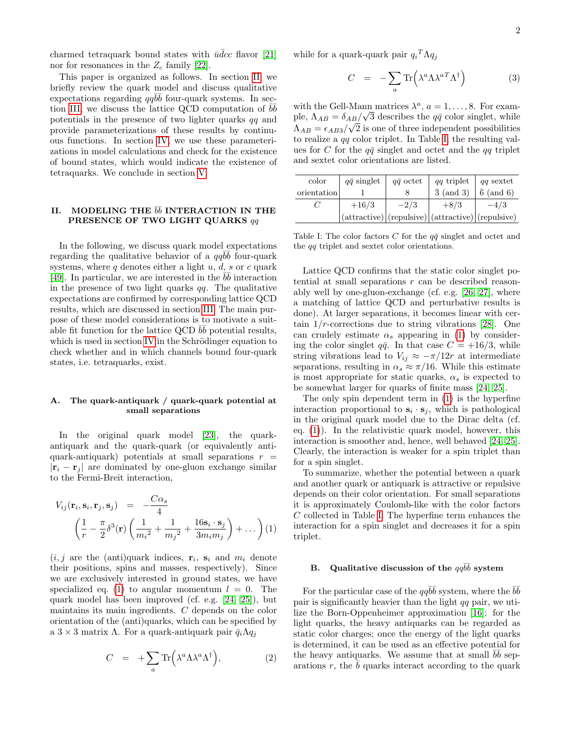charmed tetraquark bound states with $\bar{u}\bar{d}cc$ flavor [21] nor for resonances in the $Z_c$ family [22].

This paper is organized as follows. In section II, we briefly review the quark model and discuss qualitative expectations regarding $qq\bar{b}\bar{b}$ four-quark systems. In section III, we discuss the lattice QCD computation of $\bar{b}\bar{b}$ potentials in the presence of two lighter quarks $qq$ and provide parameterizations of these results by continuous functions. In section IV, we use these parameterizations in model calculations and check for the existence of bound states, which would indicate the existence of tetraquarks. We conclude in section V.

## II. MODELING THE $\bar{b}\bar{b}$ INTERACTION IN THE PRESENCE OF TWO LIGHT QUARKS $qq$

In the following, we discuss quark model expectations regarding the qualitative behavior of a $qq\bar{b}\bar{b}$ four-quark systems, where $q$ denotes either a light $u$, $d$, $s$ or $c$ quark [49]. In particular, we are interested in the $\bar{b}\bar{b}$ interaction in the presence of two light quarks $qq$. The qualitative expectations are confirmed by corresponding lattice QCD results, which are discussed in section III. The main purpose of these model considerations is to motivate a suitable fit function for the lattice QCD $\bar{b}\bar{b}$ potential results, which is used in section IV in the Schrödinger equation to check whether and in which channels bound four-quark states, i.e. tetraquarks, exist.

### A. The quark-antiquark / quark-quark potential at small separations

In the original quark model [23], the quark-antiquark and the quark-quark (or equivalently antiquark-antiquark) potentials at small separations $r = |\mathbf{r}_i - \mathbf{r}_j|$ are dominated by one-gluon exchange similar to the Fermi-Breit interaction,

$$V_{ij}(\mathbf{r}_i, \mathbf{s}_i, \mathbf{r}_j, \mathbf{s}_j) = -\frac{C\alpha_s}{4} \left(\frac{1}{r} - \frac{\pi}{2}\delta^3(\mathbf{r})\left(\frac{1}{{m_i}^2} + \frac{1}{{m_j}^2} + \frac{16\mathbf{s}_i \cdot \mathbf{s}_j}{3m_i m_j}\right) + \ldots\right) \quad (1)$$

($i, j$ are the (anti)quark indices, $\mathbf{r}_i$, $\mathbf{s}_i$ and $m_i$ denote their positions, spins and masses, respectively). Since we are exclusively interested in ground states, we have specialized eq. (1) to angular momentum $l = 0$. The quark model has been improved (cf. e.g. [24, 25]), but maintains its main ingredients. $C$ depends on the color orientation of the (anti)quarks, which can be specified by a $3 \times 3$ matrix $\Lambda$. For a quark-antiquark pair $\bar{q}_i \Lambda q_j$

$$C = +\sum_a \text{Tr}\Big(\lambda^a \Lambda \lambda^a \Lambda^\dagger\Big), \quad (2)$$

while for a quark-quark pair ${q_i}^T \Lambda q_j$

$$C = -\sum_a \text{Tr}\Big(\lambda^a \Lambda \lambda^{aT} \Lambda^\dagger\Big) \quad (3)$$

with the Gell-Mann matrices $\lambda^a$, $a = 1, \ldots, 8$. For example, $\Lambda_{AB} = \delta_{AB}/\sqrt{3}$ describes the $q\bar{q}$ color singlet, while $\Lambda_{AB} = \epsilon_{AB3}/\sqrt{2}$ is one of three independent possibilities to realize a $qq$ color triplet. In Table I, the resulting values for $C$ for the $q\bar{q}$ singlet and octet and the $qq$ triplet and sextet color orientations are listed.

| color orientation | $q\bar{q}$ singlet 1 | $q\bar{q}$ octet 8 | $qq$ triplet $\bar{3}$ (and 3) | $qq$ sextet $\bar{6}$ (and 6) |
|---|---|---|---|---|
| $C$ | $+16/3$ (attractive) | $-2/3$ (repulsive) | $+8/3$ (attractive) | $-4/3$ (repulsive) |

Table I: The color factors $C$ for the $q\bar{q}$ singlet and octet and the $qq$ triplet and sextet color orientations.

Lattice QCD confirms that the static color singlet potential at small separations $r$ can be described reasonably well by one-gluon-exchange (cf. e.g. [26, 27], where a matching of lattice QCD and perturbative results is done). At larger separations, it becomes linear with certain $1/r$-corrections due to string vibrations [28]. One can crudely estimate $\alpha_s$ appearing in (1) by considering the color singlet $q\bar{q}$. In that case $C = +16/3$, while string vibrations lead to $V_{ij} \approx -\pi/12r$ at intermediate separations, resulting in $\alpha_s \approx \pi/16$. While this estimate is most appropriate for static quarks, $\alpha_s$ is expected to be somewhat larger for quarks of finite mass [24, 25].

The only spin dependent term in (1) is the hyperfine interaction proportional to $\mathbf{s}_i \cdot \mathbf{s}_j$, which is pathological in the original quark model due to the Dirac delta (cf. eq. (1)). In the relativistic quark model, however, this interaction is smoother and, hence, well behaved [24, 25]. Clearly, the interaction is weaker for a spin triplet than for a spin singlet.

To summarize, whether the potential between a quark and another quark or antiquark is attractive or repulsive depends on their color orientation. For small separations it is approximately Coulomb-like with the color factors $C$ collected in Table I. The hyperfine term enhances the interaction for a spin singlet and decreases it for a spin triplet.

### B. Qualitative discussion of the $qq\bar{b}\bar{b}$ system

For the particular case of the $qq\bar{b}\bar{b}$ system, where the $\bar{b}\bar{b}$ pair is significantly heavier than the light $qq$ pair, we utilize the Born-Oppenheimer approximation [16]: for the light quarks, the heavy antiquarks can be regarded as static color charges; once the energy of the light quarks is determined, it can be used as an effective potential for the heavy antiquarks. We assume that at small $\bar{b}\bar{b}$ separations $r$, the $\bar{b}$ quarks interact according to the quark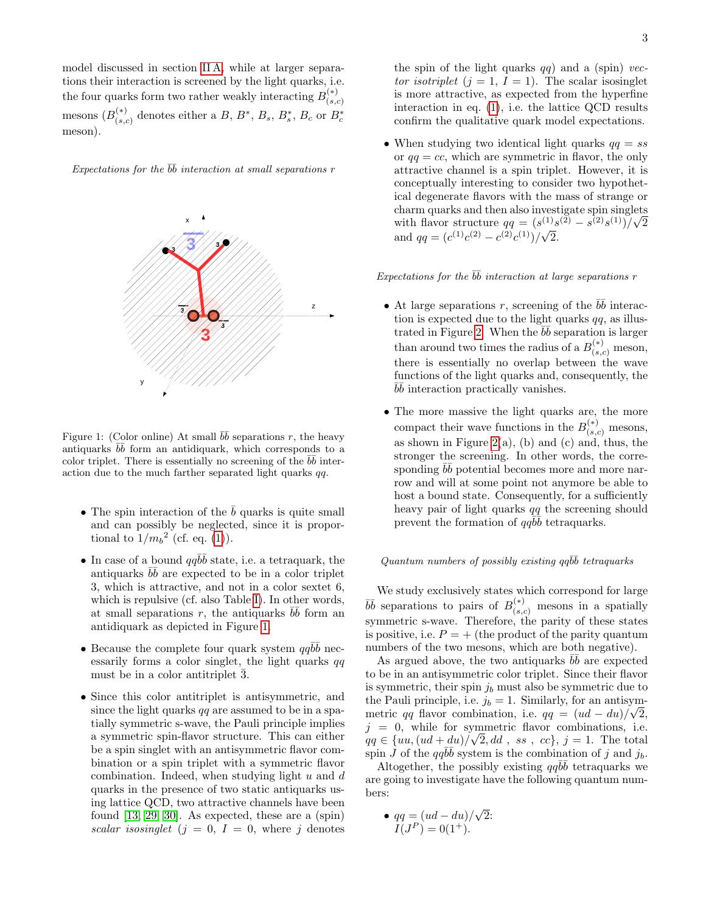model discussed in section II A, while at larger separations their interaction is screened by the light quarks, i.e. the four quarks form two rather weakly interacting $B^{(*)}_{(s,c)}$ mesons ($B^{(*)}_{(s,c)}$ denotes either a $B$, $B^*$, $B_s$, $B^*_s$, $B_c$ or $B^*_c$ meson).

*Expectations for the $\bar{b}\bar{b}$ interaction at small separations $r$*

Figure 1: (Color online) At small $\bar{b}\bar{b}$ separations $r$, the heavy antiquarks $\bar{b}\bar{b}$ form an antidiquark, which corresponds to a color triplet. There is essentially no screening of the $\bar{b}\bar{b}$ interaction due to the much farther separated light quarks $qq$.

- The spin interaction of the $\bar{b}$ quarks is quite small and can possibly be neglected, since it is proportional to $1/{m_b}^2$ (cf. eq. (1)).
- In case of a bound $qq\bar{b}\bar{b}$ state, i.e. a tetraquark, the antiquarks $\bar{b}\bar{b}$ are expected to be in a color triplet 3, which is attractive, and not in a color sextet 6, which is repulsive (cf. also Table I). In other words, at small separations $r$, the antiquarks $\bar{b}\bar{b}$ form an antidiquark as depicted in Figure 1.
- Because the complete four quark system $qq\bar{b}\bar{b}$ necessarily forms a color singlet, the light quarks $qq$ must be in a color antitriplet $\bar{3}$.
- Since this color antitriplet is antisymmetric, and since the light quarks $qq$ are assumed to be in a spatially symmetric s-wave, the Pauli principle implies a symmetric spin-flavor structure. This can either be a spin singlet with an antisymmetric flavor combination or a spin triplet with a symmetric flavor combination. Indeed, when studying light $u$ and $d$ quarks in the presence of two static antiquarks using lattice QCD, two attractive channels have been found [13, 29, 30]. As expected, these are a (spin) *scalar isosinglet* ($j = 0$, $I = 0$, where $j$ denotes the spin of the light quarks $qq$) and a (spin) *vector isotriplet* ($j = 1$, $I = 1$). The scalar isosinglet is more attractive, as expected from the hyperfine interaction in eq. (1), i.e. the lattice QCD results confirm the qualitative quark model expectations.
- When studying two identical light quarks $qq = ss$ or $qq = cc$, which are symmetric in flavor, the only attractive channel is a spin triplet. However, it is conceptually interesting to consider two hypothetical degenerate flavors with the mass of strange or charm quarks and then also investigate spin singlets with flavor structure $qq = (s^{(1)}s^{(2)} - s^{(2)}s^{(1)})/\sqrt{2}$ and $qq = (c^{(1)}c^{(2)} - c^{(2)}c^{(1)})/\sqrt{2}$.

*Expectations for the $\bar{b}\bar{b}$ interaction at large separations $r$*

- At large separations $r$, screening of the $\bar{b}\bar{b}$ interaction is expected due to the light quarks $qq$, as illustrated in Figure 2. When the $\bar{b}\bar{b}$ separation is larger than around two times the radius of a $B^{(*)}_{(s,c)}$ meson, there is essentially no overlap between the wave functions of the light quarks and, consequently, the $\bar{b}\bar{b}$ interaction practically vanishes.
- The more massive the light quarks are, the more compact their wave functions in the $B^{(*)}_{(s,c)}$ mesons, as shown in Figure 2(a), (b) and (c) and, thus, the stronger the screening. In other words, the corresponding $\bar{b}\bar{b}$ potential becomes more and more narrow and will at some point not anymore be able to host a bound state. Consequently, for a sufficiently heavy pair of light quarks $qq$ the screening should prevent the formation of $qq\bar{b}\bar{b}$ tetraquarks.

*Quantum numbers of possibly existing $qq\bar{b}\bar{b}$ tetraquarks*

We study exclusively states which correspond for large $\bar{b}\bar{b}$ separations to pairs of $B^{(*)}_{(s,c)}$ mesons in a spatially symmetric s-wave. Therefore, the parity of these states is positive, i.e. $P = +$ (the product of the parity quantum numbers of the two mesons, which are both negative).

As argued above, the two antiquarks $\bar{b}\bar{b}$ are expected to be in an antisymmetric color triplet. Since their flavor is symmetric, their spin $j_b$ must also be symmetric due to the Pauli principle, i.e. $j_b = 1$. Similarly, for an antisymmetric $qq$ flavor combination, i.e. $qq = (ud - du)/\sqrt{2}$, $j = 0$, while for symmetric flavor combinations, i.e. $qq \in \{uu, (ud + du)/\sqrt{2}, dd\ ,\ ss\ ,\ cc\}$, $j = 1$. The total spin $J$ of the $qq\bar{b}\bar{b}$ system is the combination of $j$ and $j_b$.

Altogether, the possibly existing $qq\bar{b}\bar{b}$ tetraquarks we are going to investigate have the following quantum numbers:

- $qq = (ud - du)/\sqrt{2}$:
  $I(J^P) = 0(1^+)$.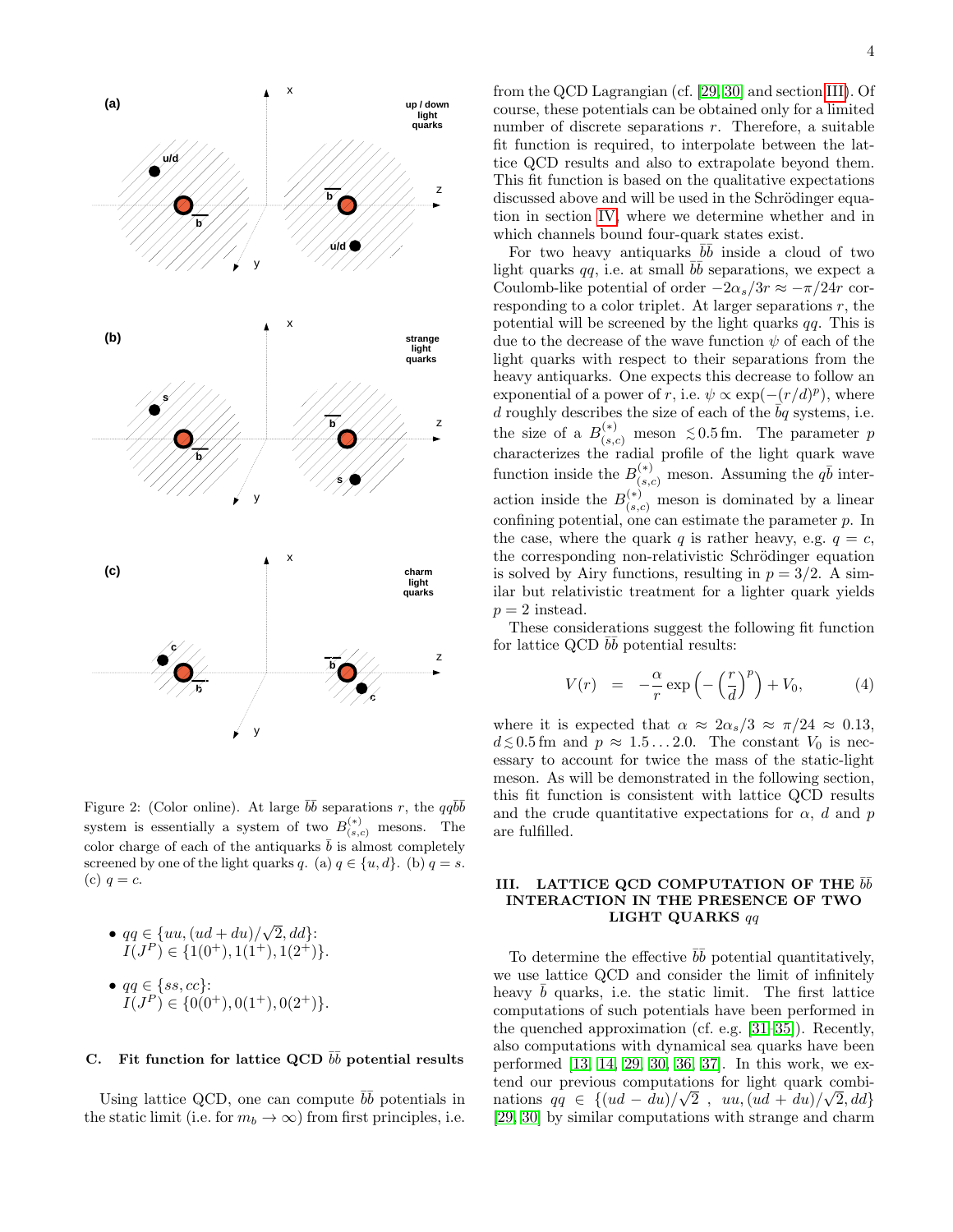Figure 2: (Color online). At large $\bar{b}\bar{b}$ separations $r$, the $qq\bar{b}\bar{b}$ system is essentially a system of two $B^{(*)}_{(s,c)}$ mesons. The color charge of each of the antiquarks $\bar{b}$ is almost completely screened by one of the light quarks $q$. (a) $q \in \{u, d\}$. (b) $q = s$. (c) $q = c$.

- $qq \in \{uu, (ud + du)/\sqrt{2}, dd\}$:
  $I(J^P) \in \{1(0^+), 1(1^+), 1(2^+)\}$.
- $qq \in \{ss, cc\}$:
  $I(J^P) \in \{0(0^+), 0(1^+), 0(2^+)\}$.

### C. Fit function for lattice QCD $\bar{b}\bar{b}$ potential results

Using lattice QCD, one can compute $\bar{b}\bar{b}$ potentials in the static limit (i.e. for $m_b \to \infty$) from first principles, i.e. from the QCD Lagrangian (cf. [29, 30] and section III). Of course, these potentials can be obtained only for a limited number of discrete separations $r$. Therefore, a suitable fit function is required, to interpolate between the lattice QCD results and also to extrapolate beyond them. This fit function is based on the qualitative expectations discussed above and will be used in the Schrödinger equation in section IV, where we determine whether and in which channels bound four-quark states exist.

For two heavy antiquarks $\bar{b}\bar{b}$ inside a cloud of two light quarks $qq$, i.e. at small $\bar{b}\bar{b}$ separations, we expect a Coulomb-like potential of order $-2\alpha_s/3r \approx -\pi/24r$ corresponding to a color triplet. At larger separations $r$, the potential will be screened by the light quarks $qq$. This is due to the decrease of the wave function $\psi$ of each of the light quarks with respect to their separations from the heavy antiquarks. One expects this decrease to follow an exponential of a power of $r$, i.e. $\psi \propto \exp(-(r/d)^p)$, where $d$ roughly describes the size of each of the $\bar{b}q$ systems, i.e. the size of a $B^{(*)}_{(s,c)}$ meson $\lesssim 0.5\,\text{fm}$. The parameter $p$ characterizes the radial profile of the light quark wave function inside the $B^{(*)}_{(s,c)}$ meson. Assuming the $q\bar{b}$ interaction inside the $B^{(*)}_{(s,c)}$ meson is dominated by a linear confining potential, one can estimate the parameter $p$. In the case, where the quark $q$ is rather heavy, e.g. $q = c$, the corresponding non-relativistic Schrödinger equation is solved by Airy functions, resulting in $p = 3/2$. A similar but relativistic treatment for a lighter quark yields $p = 2$ instead.

These considerations suggest the following fit function for lattice QCD $\bar{b}\bar{b}$ potential results:

$$V(r) \quad = \quad -\frac{\alpha}{r}\exp\Big(-\Big(\frac{r}{d}\Big)^p\Big) + V_0, \qquad (4)$$

where it is expected that $\alpha \approx 2\alpha_s/3 \approx \pi/24 \approx 0.13$, $d \lesssim 0.5\,\text{fm}$ and $p \approx 1.5 \ldots 2.0$. The constant $V_0$ is necessary to account for twice the mass of the static-light meson. As will be demonstrated in the following section, this fit function is consistent with lattice QCD results and the crude quantitative expectations for $\alpha$, $d$ and $p$ are fulfilled.

## III. LATTICE QCD COMPUTATION OF THE $\bar{b}\bar{b}$ INTERACTION IN THE PRESENCE OF TWO LIGHT QUARKS $qq$

To determine the effective $\bar{b}\bar{b}$ potential quantitatively, we use lattice QCD and consider the limit of infinitely heavy $\bar{b}$ quarks, i.e. the static limit. The first lattice computations of such potentials have been performed in the quenched approximation (cf. e.g. [31–35]). Recently, also computations with dynamical sea quarks have been performed [13, 14, 29, 30, 36, 37]. In this work, we extend our previous computations for light quark combinations $qq \in \{(ud - du)/\sqrt{2}\ ,\ uu, (ud + du)/\sqrt{2}, dd\}$ [29, 30] by similar computations with strange and charm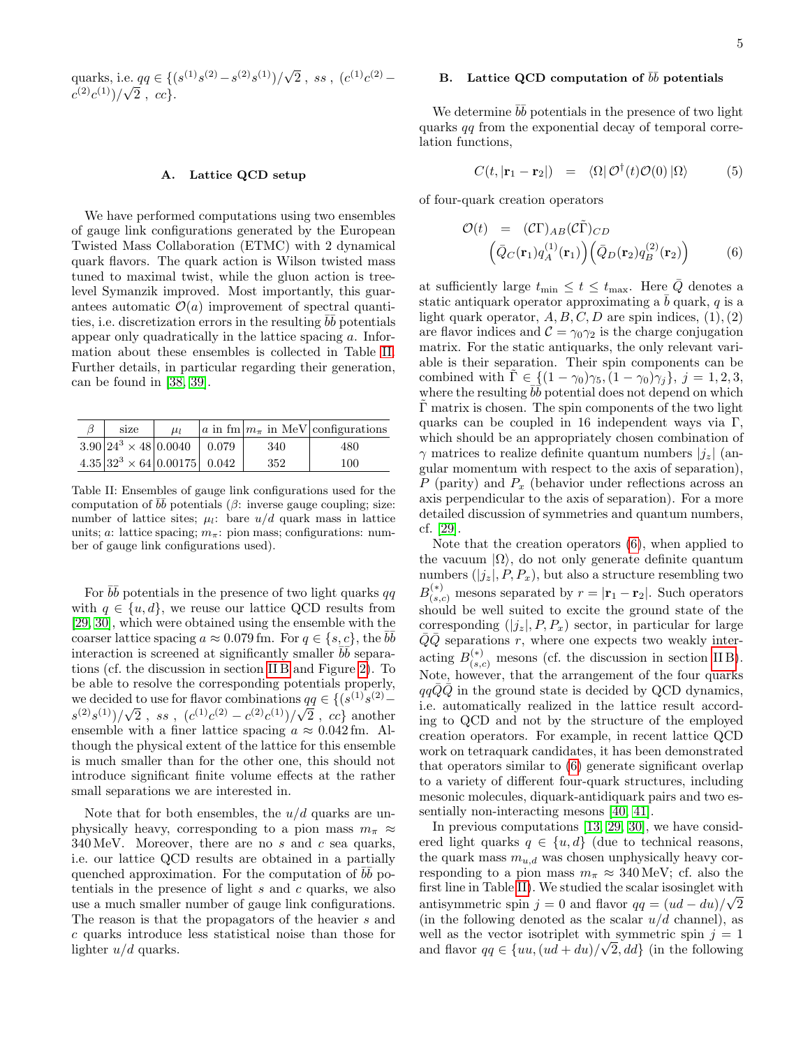quarks, i.e. $qq \in \{(s^{(1)}s^{(2)} - s^{(2)}s^{(1)})/\sqrt{2}\ ,\ ss\ ,\ (c^{(1)}c^{(2)} - c^{(2)}c^{(1)})/\sqrt{2}\ ,\ cc\}$.

### A. Lattice QCD setup

We have performed computations using two ensembles of gauge link configurations generated by the European Twisted Mass Collaboration (ETMC) with 2 dynamical quark flavors. The quark action is Wilson twisted mass tuned to maximal twist, while the gluon action is tree-level Symanzik improved. Most importantly, this guarantees automatic $\mathcal{O}(a)$ improvement of spectral quantities, i.e. discretization errors in the resulting $\bar{b}\bar{b}$ potentials appear only quadratically in the lattice spacing $a$. Information about these ensembles is collected in Table II. Further details, in particular regarding their generation, can be found in [38, 39].

| $\beta$ | size | $\mu_l$ | $a$ in fm | $m_\pi$ in MeV | configurations |
|---|---|---|---|---|---|
| 3.90 | $24^3 \times 48$ | 0.0040 | 0.079 | 340 | 480 |
| 4.35 | $32^3 \times 64$ | 0.00175 | 0.042 | 352 | 100 |

Table II: Ensembles of gauge link configurations used for the computation of $\bar{b}\bar{b}$ potentials ($\beta$: inverse gauge coupling; size: number of lattice sites; $\mu_l$: bare $u/d$ quark mass in lattice units; $a$: lattice spacing; $m_\pi$: pion mass; configurations: number of gauge link configurations used).

For $\bar{b}\bar{b}$ potentials in the presence of two light quarks $qq$ with $q \in \{u, d\}$, we reuse our lattice QCD results from [29, 30], which were obtained using the ensemble with the coarser lattice spacing $a \approx 0.079\,\text{fm}$. For $q \in \{s, c\}$, the $\bar{b}\bar{b}$ interaction is screened at significantly smaller $\bar{b}\bar{b}$ separations (cf. the discussion in section II B and Figure 2). To be able to resolve the corresponding potentials properly, we decided to use for flavor combinations $qq \in \{(s^{(1)}s^{(2)} - s^{(2)}s^{(1)})/\sqrt{2}\ ,\ ss\ ,\ (c^{(1)}c^{(2)} - c^{(2)}c^{(1)})/\sqrt{2}\ ,\ cc\}$ another ensemble with a finer lattice spacing $a \approx 0.042\,\text{fm}$. Although the physical extent of the lattice for this ensemble is much smaller than for the other one, this should not introduce significant finite volume effects at the rather small separations we are interested in.

Note that for both ensembles, the $u/d$ quarks are unphysically heavy, corresponding to a pion mass $m_\pi \approx 340\,\text{MeV}$. Moreover, there are no $s$ and $c$ sea quarks, i.e. our lattice QCD results are obtained in a partially quenched approximation. For the computation of $\bar{b}\bar{b}$ potentials in the presence of light $s$ and $c$ quarks, we also use a much smaller number of gauge link configurations. The reason is that the propagators of the heavier $s$ and $c$ quarks introduce less statistical noise than those for lighter $u/d$ quarks.

### B. Lattice QCD computation of $\bar{b}\bar{b}$ potentials

We determine $\bar{b}\bar{b}$ potentials in the presence of two light quarks $qq$ from the exponential decay of temporal correlation functions,

$$C(t, |\mathbf{r}_1 - \mathbf{r}_2|) \;=\; \langle\Omega|\, \mathcal{O}^\dagger(t)\mathcal{O}(0)\,|\Omega\rangle \qquad (5)$$

of four-quark creation operators

$$\mathcal{O}(t) \;=\; (\mathcal{C}\Gamma)_{AB}(\mathcal{C}\tilde{\Gamma})_{CD} \Big(\bar{Q}_C(\mathbf{r}_1)q_A^{(1)}(\mathbf{r}_1)\Big)\Big(\bar{Q}_D(\mathbf{r}_2)q_B^{(2)}(\mathbf{r}_2)\Big) \qquad (6)$$

at sufficiently large $t_\text{min} \leq t \leq t_\text{max}$. Here $\bar{Q}$ denotes a static antiquark operator approximating a $\bar{b}$ quark, $q$ is a light quark operator, $A, B, C, D$ are spin indices, $(1), (2)$ are flavor indices and $\mathcal{C} = \gamma_0\gamma_2$ is the charge conjugation matrix. For the static antiquarks, the only relevant variable is their separation. Their spin components can be combined with $\tilde{\Gamma} \in \{(1-\gamma_0)\gamma_5, (1-\gamma_0)\gamma_j\}$, $j = 1, 2, 3$, where the resulting $\bar{b}\bar{b}$ potential does not depend on which $\tilde{\Gamma}$ matrix is chosen. The spin components of the two light quarks can be coupled in 16 independent ways via $\Gamma$, which should be an appropriately chosen combination of $\gamma$ matrices to realize definite quantum numbers $|j_z|$ (angular momentum with respect to the axis of separation), $P$ (parity) and $P_x$ (behavior under reflections across an axis perpendicular to the axis of separation). For a more detailed discussion of symmetries and quantum numbers, cf. [29].

Note that the creation operators (6), when applied to the vacuum $|\Omega\rangle$, do not only generate definite quantum numbers $(|j_z|, P, P_x)$, but also a structure resembling two $B_{(s,c)}^{(*)}$ mesons separated by $r = |\mathbf{r}_1 - \mathbf{r}_2|$. Such operators should be well suited to excite the ground state of the corresponding $(|j_z|, P, P_x)$ sector, in particular for large $\bar{Q}\bar{Q}$ separations $r$, where one expects two weakly interacting $B_{(s,c)}^{(*)}$ mesons (cf. the discussion in section II B). Note, however, that the arrangement of the four quarks $qq\bar{Q}\bar{Q}$ in the ground state is decided by QCD dynamics, i.e. automatically realized in the lattice result according to QCD and not by the structure of the employed creation operators. For example, in recent lattice QCD work on tetraquark candidates, it has been demonstrated that operators similar to (6) generate significant overlap to a variety of different four-quark structures, including mesonic molecules, diquark-antidiquark pairs and two essentially non-interacting mesons [40, 41].

In previous computations [13, 29, 30], we have considered light quarks $q \in \{u, d\}$ (due to technical reasons, the quark mass $m_{u,d}$ was chosen unphysically heavy corresponding to a pion mass $m_\pi \approx 340\,\text{MeV}$; cf. also the first line in Table II). We studied the scalar isosinglet with antisymmetric spin $j = 0$ and flavor $qq = (ud - du)/\sqrt{2}$ (in the following denoted as the scalar $u/d$ channel), as well as the vector isotriplet with symmetric spin $j = 1$ and flavor $qq \in \{uu, (ud + du)/\sqrt{2}, dd\}$ (in the following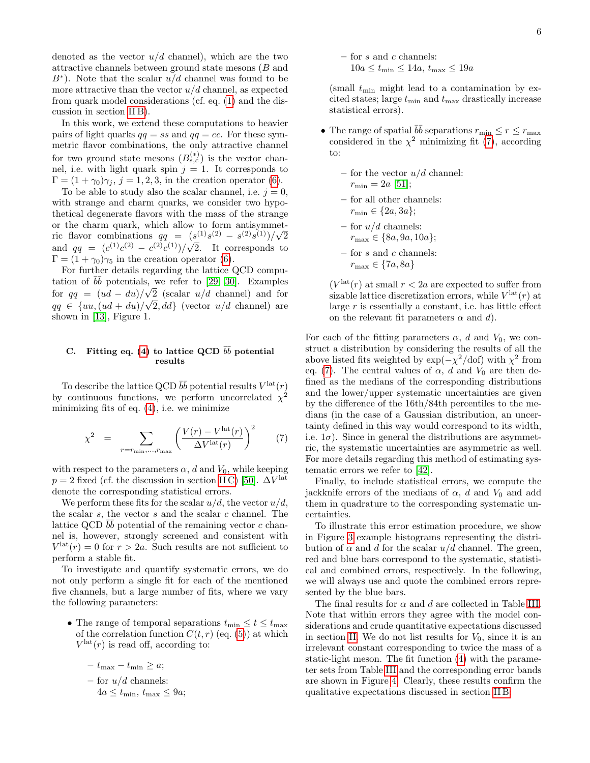denoted as the vector $u/d$ channel), which are the two attractive channels between ground state mesons ($B$ and $B^*$). Note that the scalar $u/d$ channel was found to be more attractive than the vector $u/d$ channel, as expected from quark model considerations (cf. eq. (1) and the discussion in section II B).

In this work, we extend these computations to heavier pairs of light quarks $qq = ss$ and $qq = cc$. For these symmetric flavor combinations, the only attractive channel for two ground state mesons ($B^{(*)}_{s,c}$) is the vector channel, i.e. with light quark spin $j = 1$. It corresponds to $\Gamma = (1 + \gamma_0)\gamma_j$, $j = 1, 2, 3$, in the creation operator (6).

To be able to study also the scalar channel, i.e. $j = 0$, with strange and charm quarks, we consider two hypothetical degenerate flavors with the mass of the strange or the charm quark, which allow to form antisymmetric flavor combinations $qq = (s^{(1)}s^{(2)} - s^{(2)}s^{(1)})/\sqrt{2}$ and $qq = (c^{(1)}c^{(2)} - c^{(2)}c^{(1)})/\sqrt{2}$. It corresponds to $\Gamma = (1 + \gamma_0)\gamma_5$ in the creation operator (6).

For further details regarding the lattice QCD computation of $\bar{b}\bar{b}$ potentials, we refer to [29, 30]. Examples for $qq = (ud - du)/\sqrt{2}$ (scalar $u/d$ channel) and for $qq \in \{uu, (ud + du)/\sqrt{2}, dd\}$ (vector $u/d$ channel) are shown in [13], Figure 1.

### C. Fitting eq. (4) to lattice QCD $\bar{b}\bar{b}$ potential results

To describe the lattice QCD $\bar{b}\bar{b}$ potential results $V^{\text{lat}}(r)$ by continuous functions, we perform uncorrelated $\chi^2$ minimizing fits of eq. (4), i.e. we minimize

$$\chi^2 = \sum_{r=r_{\text{min}},\ldots,r_{\text{max}}} \left(\frac{V(r) - V^{\text{lat}}(r)}{\Delta V^{\text{lat}}(r)}\right)^2 \tag{7}$$

with respect to the parameters $\alpha$, $d$ and $V_0$, while keeping $p = 2$ fixed (cf. the discussion in section II C) [50]. $\Delta V^{\text{lat}}$ denote the corresponding statistical errors.

We perform these fits for the scalar $u/d$, the vector $u/d$, the scalar $s$, the vector $s$ and the scalar $c$ channel. The lattice QCD $\bar{b}\bar{b}$ potential of the remaining vector $c$ channel is, however, strongly screened and consistent with $V^{\text{lat}}(r) = 0$ for $r > 2a$. Such results are not sufficient to perform a stable fit.

To investigate and quantify systematic errors, we do not only perform a single fit for each of the mentioned five channels, but a large number of fits, where we vary the following parameters:

- The range of temporal separations $t_{\text{min}} \leq t \leq t_{\text{max}}$ of the correlation function $C(t, r)$ (eq. (5)) at which $V^{\text{lat}}(r)$ is read off, according to:
  - $t_{\text{max}} - t_{\text{min}} \geq a$;
  - for $u/d$ channels: $4a \leq t_{\text{min}}$, $t_{\text{max}} \leq 9a$;
  - for $s$ and $c$ channels: $10a \leq t_{\text{min}} \leq 14a$, $t_{\text{max}} \leq 19a$

  (small $t_{\text{min}}$ might lead to a contamination by excited states; large $t_{\text{min}}$ and $t_{\text{max}}$ drastically increase statistical errors).

- The range of spatial $\bar{b}\bar{b}$ separations $r_{\text{min}} \leq r \leq r_{\text{max}}$ considered in the $\chi^2$ minimizing fit (7), according to:
  - for the vector $u/d$ channel: $r_{\text{min}} = 2a$ [51];
  - for all other channels: $r_{\text{min}} \in \{2a, 3a\}$;
  - for $u/d$ channels: $r_{\text{max}} \in \{8a, 9a, 10a\}$;
  - for $s$ and $c$ channels: $r_{\text{max}} \in \{7a, 8a\}$

  ($V^{\text{lat}}(r)$ at small $r < 2a$ are expected to suffer from sizable lattice discretization errors, while $V^{\text{lat}}(r)$ at large $r$ is essentially a constant, i.e. has little effect on the relevant fit parameters $\alpha$ and $d$).

For each of the fitting parameters $\alpha$, $d$ and $V_0$, we construct a distribution by considering the results of all the above listed fits weighted by $\exp(-\chi^2/\text{dof})$ with $\chi^2$ from eq. (7). The central values of $\alpha$, $d$ and $V_0$ are then defined as the medians of the corresponding distributions and the lower/upper systematic uncertainties are given by the difference of the 16th/84th percentiles to the medians (in the case of a Gaussian distribution, an uncertainty defined in this way would correspond to its width, i.e. $1\sigma$). Since in general the distributions are asymmetric, the systematic uncertainties are asymmetric as well. For more details regarding this method of estimating systematic errors we refer to [42].

Finally, to include statistical errors, we compute the jackknife errors of the medians of $\alpha$, $d$ and $V_0$ and add them in quadrature to the corresponding systematic uncertainties.

To illustrate this error estimation procedure, we show in Figure 3 example histograms representing the distribution of $\alpha$ and $d$ for the scalar $u/d$ channel. The green, red and blue bars correspond to the systematic, statistical and combined errors, respectively. In the following, we will always use and quote the combined errors represented by the blue bars.

The final results for $\alpha$ and $d$ are collected in Table III. Note that within errors they agree with the model considerations and crude quantitative expectations discussed in section II. We do not list results for $V_0$, since it is an irrelevant constant corresponding to twice the mass of a static-light meson. The fit function (4) with the parameter sets from Table III and the corresponding error bands are shown in Figure 4. Clearly, these results confirm the qualitative expectations discussed in section II B.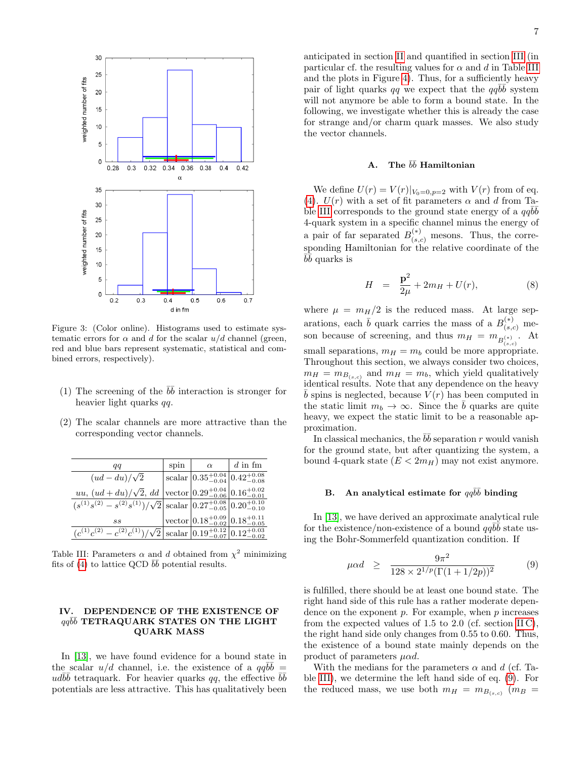Figure 3: (Color online). Histograms used to estimate systematic errors for $\alpha$ and $d$ for the scalar $u/d$ channel (green, red and blue bars represent systematic, statistical and combined errors, respectively).

(1) The screening of the $\bar{b}\bar{b}$ interaction is stronger for heavier light quarks $qq$.

(2) The scalar channels are more attractive than the corresponding vector channels.

| $qq$ | spin | $\alpha$ | $d$ in fm |
|---|---|---|---|
| $(ud - du)/\sqrt{2}$ | scalar | $0.35^{+0.04}_{-0.04}$ | $0.42^{+0.08}_{-0.08}$ |
| $uu$, $(ud + du)/\sqrt{2}$, $dd$ | vector | $0.29^{+0.04}_{-0.06}$ | $0.16^{+0.02}_{-0.01}$ |
| $(s^{(1)}s^{(2)} - s^{(2)}s^{(1)})/\sqrt{2}$ | scalar | $0.27^{+0.08}_{-0.05}$ | $0.20^{+0.10}_{-0.10}$ |
| $ss$ | vector | $0.18^{+0.09}_{-0.02}$ | $0.18^{+0.11}_{-0.05}$ |
| $(c^{(1)}c^{(2)} - c^{(2)}c^{(1)})/\sqrt{2}$ | scalar | $0.19^{+0.12}_{-0.07}$ | $0.12^{+0.03}_{-0.02}$ |

Table III: Parameters $\alpha$ and $d$ obtained from $\chi^2$ minimizing fits of (4) to lattice QCD $\bar{b}\bar{b}$ potential results.

## IV. DEPENDENCE OF THE EXISTENCE OF $qq\bar{b}\bar{b}$ TETRAQUARK STATES ON THE LIGHT QUARK MASS

In [13], we have found evidence for a bound state in the scalar $u/d$ channel, i.e. the existence of a $qq\bar{b}\bar{b} = ud\bar{b}\bar{b}$ tetraquark. For heavier quarks $qq$, the effective $\bar{b}\bar{b}$ potentials are less attractive. This has qualitatively been anticipated in section II and quantified in section III (in particular cf. the resulting values for $\alpha$ and $d$ in Table III and the plots in Figure 4). Thus, for a sufficiently heavy pair of light quarks $qq$ we expect that the $qq\bar{b}\bar{b}$ system will not anymore be able to form a bound state. In the following, we investigate whether this is already the case for strange and/or charm quark masses. We also study the vector channels.

### A. The $\bar{b}\bar{b}$ Hamiltonian

We define $U(r) = V(r)|_{V_0=0,p=2}$ with $V(r)$ from of eq. (4). $U(r)$ with a set of fit parameters $\alpha$ and $d$ from Table III corresponds to the ground state energy of a $qq\bar{b}\bar{b}$ 4-quark system in a specific channel minus the energy of a pair of far separated $B^{(*)}_{(s,c)}$ mesons. Thus, the corresponding Hamiltonian for the relative coordinate of the $\bar{b}\bar{b}$ quarks is

$$H = \frac{\mathbf{p}^2}{2\mu} + 2m_H + U(r), \tag{8}$$

where $\mu = m_H/2$ is the reduced mass. At large separations, each $\bar{b}$ quark carries the mass of a $B^{(*)}_{(s,c)}$ meson because of screening, and thus $m_H = m_{B^{(*)}_{(s,c)}}$. At small separations, $m_H = m_b$ could be more appropriate. Throughout this section, we always consider two choices, $m_H = m_{B_{(s,c)}}$ and $m_H = m_b$, which yield qualitatively identical results. Note that any dependence on the heavy $\bar{b}$ spins is neglected, because $V(r)$ has been computed in the static limit $m_b \to \infty$. Since the $\bar{b}$ quarks are quite heavy, we expect the static limit to be a reasonable approximation.

In classical mechanics, the $\bar{b}\bar{b}$ separation $r$ would vanish for the ground state, but after quantizing the system, a bound 4-quark state ($E < 2m_H$) may not exist anymore.

### B. An analytical estimate for $qq\bar{b}\bar{b}$ binding

In [13], we have derived an approximate analytical rule for the existence/non-existence of a bound $qq\bar{b}\bar{b}$ state using the Bohr-Sommerfeld quantization condition. If

$$\mu\alpha d \geq \frac{9\pi^2}{128 \times 2^{1/p}(\Gamma(1 + 1/2p))^2} \tag{9}$$

is fulfilled, there should be at least one bound state. The right hand side of this rule has a rather moderate dependence on the exponent $p$. For example, when $p$ increases from the expected values of 1.5 to 2.0 (cf. section II C), the right hand side only changes from 0.55 to 0.60. Thus, the existence of a bound state mainly depends on the product of parameters $\mu\alpha d$.

With the medians for the parameters $\alpha$ and $d$ (cf. Table III), we determine the left hand side of eq. (9). For the reduced mass, we use both $m_H = m_{B_{(s,c)}}$ ($m_B =$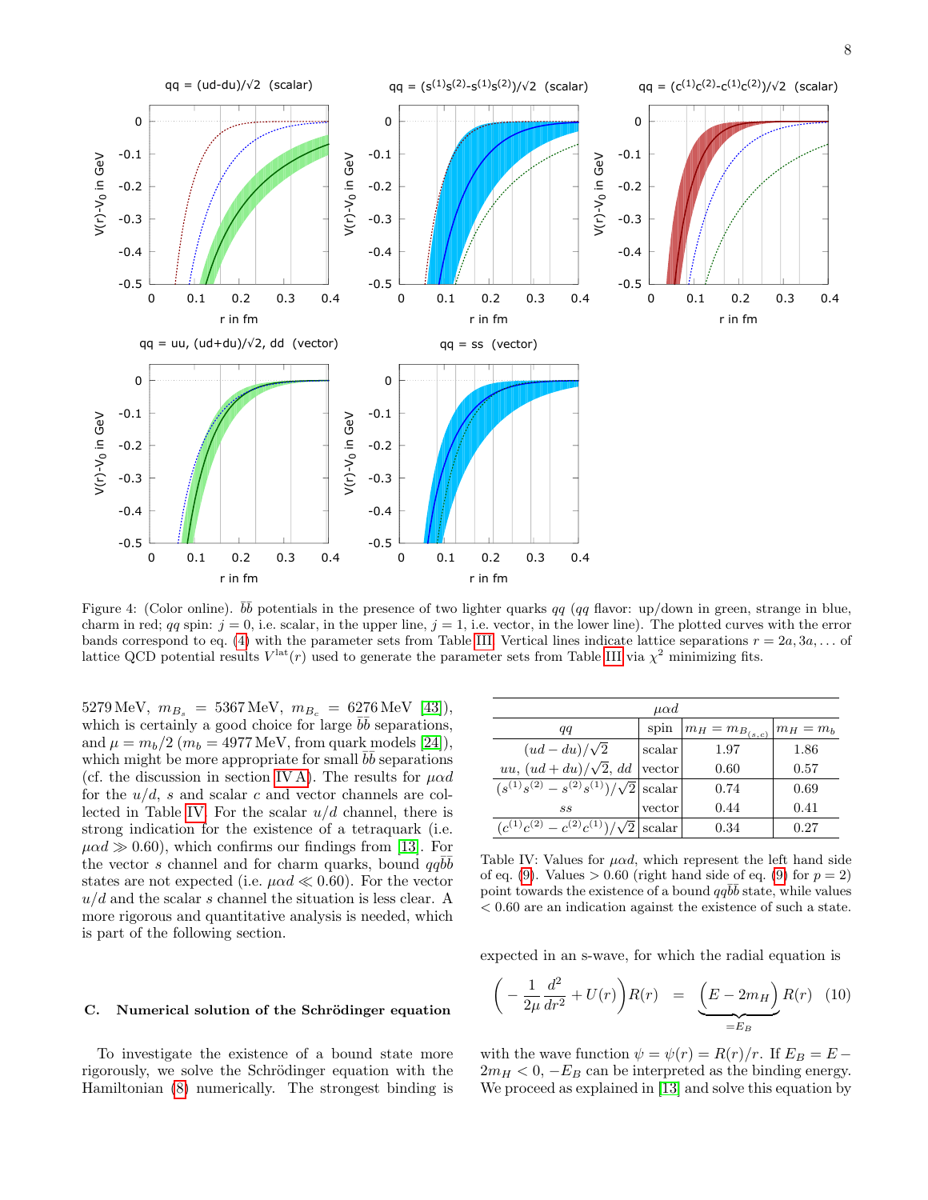Figure 4: (Color online). $\bar{b}\bar{b}$ potentials in the presence of two lighter quarks $qq$ ($qq$ flavor: up/down in green, strange in blue, charm in red; $qq$ spin: $j = 0$, i.e. scalar, in the upper line, $j = 1$, i.e. vector, in the lower line). The plotted curves with the error bands correspond to eq. (4) with the parameter sets from Table III. Vertical lines indicate lattice separations $r = 2a, 3a, \ldots$ of lattice QCD potential results $V^{\rm lat}(r)$ used to generate the parameter sets from Table III via $\chi^2$ minimizing fits.

5279 MeV, $m_{B_s} = 5367$ MeV, $m_{B_c} = 6276$ MeV [43]), which is certainly a good choice for large $\bar{b}\bar{b}$ separations, and $\mu = m_b/2$ ($m_b = 4977$ MeV, from quark models [24]), which might be more appropriate for small $\bar{b}\bar{b}$ separations (cf. the discussion in section IV A). The results for $\mu\alpha d$ for the $u/d$, $s$ and scalar $c$ and vector channels are collected in Table IV. For the scalar $u/d$ channel, there is strong indication for the existence of a tetraquark (i.e. $\mu\alpha d \gg 0.60$), which confirms our findings from [13]. For the vector $s$ channel and for charm quarks, bound $qq\bar{b}\bar{b}$ states are not expected (i.e. $\mu\alpha d \ll 0.60$). For the vector $u/d$ and the scalar $s$ channel the situation is less clear. A more rigorous and quantitative analysis is needed, which is part of the following section.

| | | $\mu\alpha d$ | |
|---|---|---|---|
| $qq$ | spin | $m_H = m_{B_{(s,c)}}$ | $m_H = m_b$ |
| $(ud-du)/\sqrt{2}$ | scalar | 1.97 | 1.86 |
| $uu$, $(ud+du)/\sqrt{2}$, $dd$ | vector | 0.60 | 0.57 |
| $(s^{(1)}s^{(2)} - s^{(2)}s^{(1)})/\sqrt{2}$ | scalar | 0.74 | 0.69 |
| $ss$ | vector | 0.44 | 0.41 |
| $(c^{(1)}c^{(2)} - c^{(2)}c^{(1)})/\sqrt{2}$ | scalar | 0.34 | 0.27 |

Table IV: Values for $\mu\alpha d$, which represent the left hand side of eq. (9). Values $> 0.60$ (right hand side of eq. (9) for $p = 2$) point towards the existence of a bound $qq\bar{b}\bar{b}$ state, while values $< 0.60$ are an indication against the existence of such a state.

### C. Numerical solution of the Schrödinger equation

To investigate the existence of a bound state more rigorously, we solve the Schrödinger equation with the Hamiltonian (8) numerically. The strongest binding is expected in an s-wave, for which the radial equation is

$$\left(-\frac{1}{2\mu}\frac{d^2}{dr^2} + U(r)\right)R(r) = \underbrace{\left(E - 2m_H\right)}_{=E_B}R(r) \quad (10)$$

with the wave function $\psi = \psi(r) = R(r)/r$. If $E_B = E - 2m_H < 0$, $-E_B$ can be interpreted as the binding energy. We proceed as explained in [13] and solve this equation by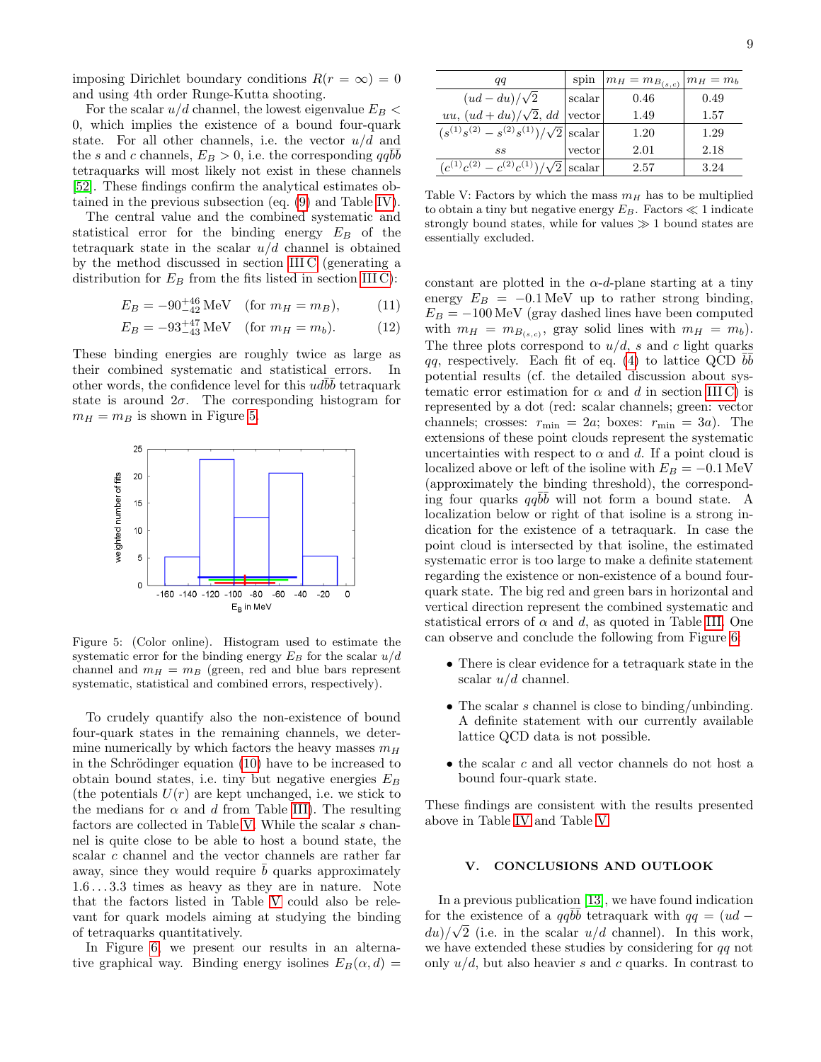imposing Dirichlet boundary conditions $R(r=\infty)=0$ and using 4th order Runge-Kutta shooting.

For the scalar $u/d$ channel, the lowest eigenvalue $E_B < 0$, which implies the existence of a bound four-quark state. For all other channels, i.e. the vector $u/d$ and the $s$ and $c$ channels, $E_B > 0$, i.e. the corresponding $qq\bar{b}\bar{b}$ tetraquarks will most likely not exist in these channels [52]. These findings confirm the analytical estimates obtained in the previous subsection (eq. (9) and Table IV).

The central value and the combined systematic and statistical error for the binding energy $E_B$ of the tetraquark state in the scalar $u/d$ channel is obtained by the method discussed in section III C (generating a distribution for $E_B$ from the fits listed in section III C):

$$E_B = -90^{+46}_{-42}\,\text{MeV} \quad (\text{for } m_H = m_B), \tag{11}$$

$$E_B = -93^{+47}_{-43}\,\text{MeV} \quad (\text{for } m_H = m_b). \tag{12}$$

These binding energies are roughly twice as large as their combined systematic and statistical errors. In other words, the confidence level for this $ud\bar{b}\bar{b}$ tetraquark state is around $2\sigma$. The corresponding histogram for $m_H = m_B$ is shown in Figure 5.

Figure 5: (Color online). Histogram used to estimate the systematic error for the binding energy $E_B$ for the scalar $u/d$ channel and $m_H = m_B$ (green, red and blue bars represent systematic, statistical and combined errors, respectively).

To crudely quantify also the non-existence of bound four-quark states in the remaining channels, we determine numerically by which factors the heavy masses $m_H$ in the Schrödinger equation (10) have to be increased to obtain bound states, i.e. tiny but negative energies $E_B$ (the potentials $U(r)$ are kept unchanged, i.e. we stick to the medians for $\alpha$ and $d$ from Table III). The resulting factors are collected in Table V. While the scalar $s$ channel is quite close to be able to host a bound state, the scalar $c$ channel and the vector channels are rather far away, since they would require $\bar{b}$ quarks approximately $1.6\ldots3.3$ times as heavy as they are in nature. Note that the factors listed in Table V could also be relevant for quark models aiming at studying the binding of tetraquarks quantitatively.

In Figure 6, we present our results in an alternative graphical way. Binding energy isolines $E_B(\alpha, d) =$ constant are plotted in the $\alpha$-$d$-plane starting at a tiny energy $E_B = -0.1\,\text{MeV}$ up to rather strong binding, $E_B = -100\,\text{MeV}$ (gray dashed lines have been computed with $m_H = m_{B_{(s,c)}}$, gray solid lines with $m_H = m_b$). The three plots correspond to $u/d$, $s$ and $c$ light quarks $qq$, respectively. Each fit of eq. (4) to lattice QCD $\bar{b}\bar{b}$ potential results (cf. the detailed discussion about systematic error estimation for $\alpha$ and $d$ in section III C) is represented by a dot (red: scalar channels; green: vector channels; crosses: $r_\text{min} = 2a$; boxes: $r_\text{min} = 3a$). The extensions of these point clouds represent the systematic uncertainties with respect to $\alpha$ and $d$. If a point cloud is localized above or left of the isoline with $E_B = -0.1\,\text{MeV}$ (approximately the binding threshold), the corresponding four quarks $qq\bar{b}\bar{b}$ will not form a bound state. A localization below or right of that isoline is a strong indication for the existence of a tetraquark. In case the point cloud is intersected by that isoline, the estimated systematic error is too large to make a definite statement regarding the existence or non-existence of a bound four-quark state. The big red and green bars in horizontal and vertical direction represent the combined systematic and statistical errors of $\alpha$ and $d$, as quoted in Table III. One can observe and conclude the following from Figure 6:

- There is clear evidence for a tetraquark state in the scalar $u/d$ channel.
- The scalar $s$ channel is close to binding/unbinding. A definite statement with our currently available lattice QCD data is not possible.
- the scalar $c$ and all vector channels do not host a bound four-quark state.

These findings are consistent with the results presented above in Table IV and Table V.

| $qq$ | spin | $m_H = m_{B_{(s,c)}}$ | $m_H = m_b$ |
|---|---|---|---|
| $(ud-du)/\sqrt{2}$ | scalar | 0.46 | 0.49 |
| $uu$, $(ud+du)/\sqrt{2}$, $dd$ | vector | 1.49 | 1.57 |
| $(s^{(1)}s^{(2)} - s^{(2)}s^{(1)})/\sqrt{2}$ | scalar | 1.20 | 1.29 |
| $ss$ | vector | 2.01 | 2.18 |
| $(c^{(1)}c^{(2)} - c^{(2)}c^{(1)})/\sqrt{2}$ | scalar | 2.57 | 3.24 |

Table V: Factors by which the mass $m_H$ has to be multiplied to obtain a tiny but negative energy $E_B$. Factors $\ll 1$ indicate strongly bound states, while for values $\gg 1$ bound states are essentially excluded.

## V. CONCLUSIONS AND OUTLOOK

In a previous publication [13], we have found indication for the existence of a $qq\bar{b}\bar{b}$ tetraquark with $qq = (ud - du)/\sqrt{2}$ (i.e. in the scalar $u/d$ channel). In this work, we have extended these studies by considering for $qq$ not only $u/d$, but also heavier $s$ and $c$ quarks. In contrast to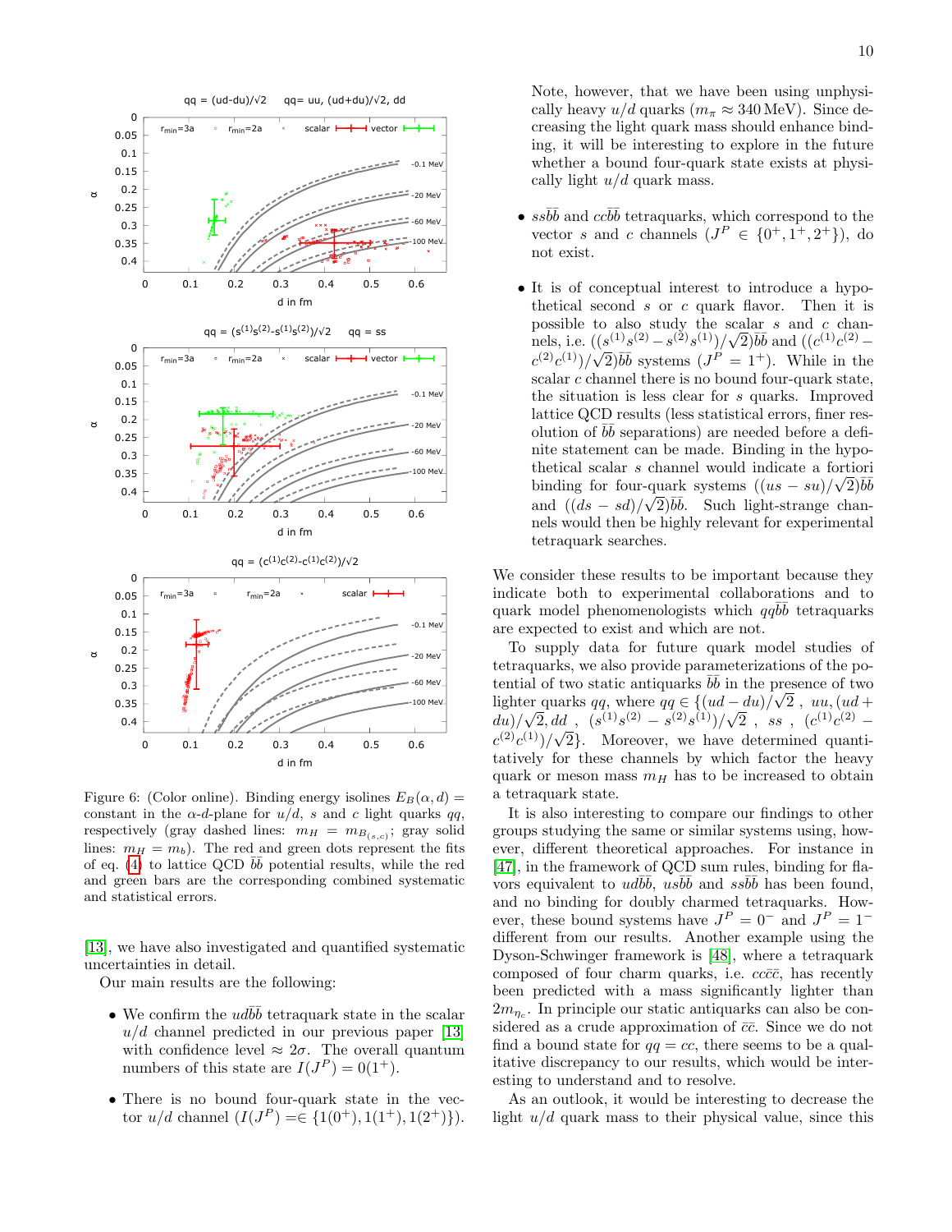Figure 6: (Color online). Binding energy isolines $E_B(\alpha, d) =$ constant in the $\alpha$-$d$-plane for $u/d$, $s$ and $c$ light quarks $qq$, respectively (gray dashed lines: $m_H = m_{B_{(s,c)}}$; gray solid lines: $m_H = m_b$). The red and green dots represent the fits of eq. (4) to lattice QCD $\bar{b}\bar{b}$ potential results, while the red and green bars are the corresponding combined systematic and statistical errors.

[13], we have also investigated and quantified systematic uncertainties in detail.

Our main results are the following:

- We confirm the $ud\bar{b}\bar{b}$ tetraquark state in the scalar $u/d$ channel predicted in our previous paper [13] with confidence level $\approx 2\sigma$. The overall quantum numbers of this state are $I(J^P) = 0(1^+)$.

- There is no bound four-quark state in the vector $u/d$ channel ($I(J^P) =\in \{1(0^+), 1(1^+), 1(2^+)\}$). Note, however, that we have been using unphysically heavy $u/d$ quarks ($m_\pi \approx 340\,\text{MeV}$). Since decreasing the light quark mass should enhance binding, it will be interesting to explore in the future whether a bound four-quark state exists at physically light $u/d$ quark mass.

- $ss\bar{b}\bar{b}$ and $cc\bar{b}\bar{b}$ tetraquarks, which correspond to the vector $s$ and $c$ channels ($J^P \in \{0^+, 1^+, 2^+\}$), do not exist.

- It is of conceptual interest to introduce a hypothetical second $s$ or $c$ quark flavor. Then it is possible to also study the scalar $s$ and $c$ channels, i.e. $((s^{(1)}s^{(2)} - s^{(2)}s^{(1)})/\sqrt{2})\bar{b}\bar{b}$ and $((c^{(1)}c^{(2)} - c^{(2)}c^{(1)})/\sqrt{2})\bar{b}\bar{b}$ systems ($J^P = 1^+$). While in the scalar $c$ channel there is no bound four-quark state, the situation is less clear for $s$ quarks. Improved lattice QCD results (less statistical errors, finer resolution of $\bar{b}\bar{b}$ separations) are needed before a definite statement can be made. Binding in the hypothetical scalar $s$ channel would indicate a fortiori binding for four-quark systems $((us - su)/\sqrt{2})\bar{b}\bar{b}$ and $((ds - sd)/\sqrt{2})\bar{b}\bar{b}$. Such light-strange channels would then be highly relevant for experimental tetraquark searches.

We consider these results to be important because they indicate both to experimental collaborations and to quark model phenomenologists which $qq\bar{b}\bar{b}$ tetraquarks are expected to exist and which are not.

To supply data for future quark model studies of tetraquarks, we also provide parameterizations of the potential of two static antiquarks $\bar{b}\bar{b}$ in the presence of two lighter quarks $qq$, where $qq \in \{(ud - du)/\sqrt{2}\ ,\ uu, (ud + du)/\sqrt{2}, dd\ ,\ (s^{(1)}s^{(2)} - s^{(2)}s^{(1)})/\sqrt{2}\ ,\ ss\ ,\ (c^{(1)}c^{(2)} - c^{(2)}c^{(1)})/\sqrt{2}\}$. Moreover, we have determined quantitatively for these channels by which factor the heavy quark or meson mass $m_H$ has to be increased to obtain a tetraquark state.

It is also interesting to compare our findings to other groups studying the same or similar systems using, however, different theoretical approaches. For instance in [47], in the framework of QCD sum rules, binding for flavors equivalent to $ud\bar{b}\bar{b}$, $us\bar{b}\bar{b}$ and $ss\bar{b}\bar{b}$ has been found, and no binding for doubly charmed tetraquarks. However, these bound systems have $J^P = 0^-$ and $J^P = 1^-$ different from our results. Another example using the Dyson-Schwinger framework is [48], where a tetraquark composed of four charm quarks, i.e. $cc\bar{c}\bar{c}$, has recently been predicted with a mass significantly lighter than $2m_{\eta_c}$. In principle our static antiquarks can also be considered as a crude approximation of $\bar{c}\bar{c}$. Since we do not find a bound state for $qq = cc$, there seems to be a qualitative discrepancy to our results, which would be interesting to understand and to resolve.

As an outlook, it would be interesting to decrease the light $u/d$ quark mass to their physical value, since this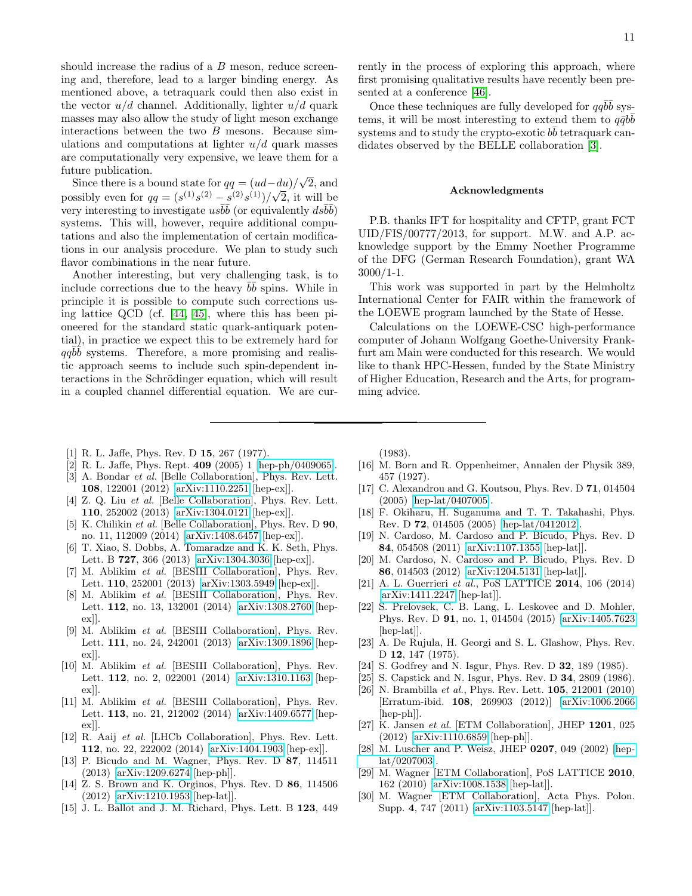should increase the radius of a $B$ meson, reduce screening and, therefore, lead to a larger binding energy. As mentioned above, a tetraquark could then also exist in the vector $u/d$ channel. Additionally, lighter $u/d$ quark masses may also allow the study of light meson exchange interactions between the two $B$ mesons. Because simulations and computations at lighter $u/d$ quark masses are computationally very expensive, we leave them for a future publication.

Since there is a bound state for $qq = (ud - du)/\sqrt{2}$, and possibly even for $qq = (s^{(1)}s^{(2)} - s^{(2)}s^{(1)})/\sqrt{2}$, it will be very interesting to investigate $us\bar{b}\bar{b}$ (or equivalently $ds\bar{b}\bar{b}$) systems. This will, however, require additional computations and also the implementation of certain modifications in our analysis procedure. We plan to study such flavor combinations in the near future.

Another interesting, but very challenging task, is to include corrections due to the heavy $\bar{b}\bar{b}$ spins. While in principle it is possible to compute such corrections using lattice QCD (cf. [44, 45], where this has been pioneered for the standard static quark-antiquark potential), in practice we expect this to be extremely hard for $qq\bar{b}\bar{b}$ systems. Therefore, a more promising and realistic approach seems to include such spin-dependent interactions in the Schrödinger equation, which will result in a coupled channel differential equation. We are currently in the process of exploring this approach, where first promising qualitative results have recently been presented at a conference [46].

Once these techniques are fully developed for $qq\bar{b}\bar{b}$ systems, it will be most interesting to extend them to $q\bar{q}b\bar{b}$ systems and to study the crypto-exotic $b\bar{b}$ tetraquark candidates observed by the BELLE collaboration [3].

### Acknowledgments

P.B. thanks IFT for hospitality and CFTP, grant FCT UID/FIS/00777/2013, for support. M.W. and A.P. acknowledge support by the Emmy Noether Programme of the DFG (German Research Foundation), grant WA 3000/1-1.

This work was supported in part by the Helmholtz International Center for FAIR within the framework of the LOEWE program launched by the State of Hesse.

Calculations on the LOEWE-CSC high-performance computer of Johann Wolfgang Goethe-University Frankfurt am Main were conducted for this research. We would like to thank HPC-Hessen, funded by the State Ministry of Higher Education, Research and the Arts, for programming advice.

---

[1] R. L. Jaffe, Phys. Rev. D **15**, 267 (1977).

[2] R. L. Jaffe, Phys. Rept. **409** (2005) 1 [hep-ph/0409065].

[3] A. Bondar *et al.* [Belle Collaboration], Phys. Rev. Lett. **108**, 122001 (2012) [arXiv:1110.2251 [hep-ex]].

[4] Z. Q. Liu *et al.* [Belle Collaboration], Phys. Rev. Lett. **110**, 252002 (2013) [arXiv:1304.0121 [hep-ex]].

[5] K. Chilikin *et al.* [Belle Collaboration], Phys. Rev. D **90**, no. 11, 112009 (2014) [arXiv:1408.6457 [hep-ex]].

[6] T. Xiao, S. Dobbs, A. Tomaradze and K. K. Seth, Phys. Lett. B **727**, 366 (2013) [arXiv:1304.3036 [hep-ex]].

[7] M. Ablikim *et al.* [BESIII Collaboration], Phys. Rev. Lett. **110**, 252001 (2013) [arXiv:1303.5949 [hep-ex]].

[8] M. Ablikim *et al.* [BESIII Collaboration], Phys. Rev. Lett. **112**, no. 13, 132001 (2014) [arXiv:1308.2760 [hep-ex]].

[9] M. Ablikim *et al.* [BESIII Collaboration], Phys. Rev. Lett. **111**, no. 24, 242001 (2013) [arXiv:1309.1896 [hep-ex]].

[10] M. Ablikim *et al.* [BESIII Collaboration], Phys. Rev. Lett. **112**, no. 2, 022001 (2014) [arXiv:1310.1163 [hep-ex]].

[11] M. Ablikim *et al.* [BESIII Collaboration], Phys. Rev. Lett. **113**, no. 21, 212002 (2014) [arXiv:1409.6577 [hep-ex]].

[12] R. Aaij *et al.* [LHCb Collaboration], Phys. Rev. Lett. **112**, no. 22, 222002 (2014) [arXiv:1404.1903 [hep-ex]].

[13] P. Bicudo and M. Wagner, Phys. Rev. D **87**, 114511 (2013) [arXiv:1209.6274 [hep-ph]].

[14] Z. S. Brown and K. Orginos, Phys. Rev. D **86**, 114506 (2012) [arXiv:1210.1953 [hep-lat]].

[15] J. L. Ballot and J. M. Richard, Phys. Lett. B **123**, 449 (1983).

[16] M. Born and R. Oppenheimer, Annalen der Physik 389, 457 (1927).

[17] C. Alexandrou and G. Koutsou, Phys. Rev. D **71**, 014504 (2005) [hep-lat/0407005].

[18] F. Okiharu, H. Suganuma and T. T. Takahashi, Phys. Rev. D **72**, 014505 (2005) [hep-lat/0412012].

[19] N. Cardoso, M. Cardoso and P. Bicudo, Phys. Rev. D **84**, 054508 (2011) [arXiv:1107.1355 [hep-lat]].

[20] M. Cardoso, N. Cardoso and P. Bicudo, Phys. Rev. D **86**, 014503 (2012) [arXiv:1204.5131 [hep-lat]].

[21] A. L. Guerrieri *et al.*, PoS LATTICE **2014**, 106 (2014) [arXiv:1411.2247 [hep-lat]].

[22] S. Prelovsek, C. B. Lang, L. Leskovec and D. Mohler, Phys. Rev. D **91**, no. 1, 014504 (2015) [arXiv:1405.7623 [hep-lat]].

[23] A. De Rujula, H. Georgi and S. L. Glashow, Phys. Rev. D **12**, 147 (1975).

[24] S. Godfrey and N. Isgur, Phys. Rev. D **32**, 189 (1985).

[25] S. Capstick and N. Isgur, Phys. Rev. D **34**, 2809 (1986).

[26] N. Brambilla *et al.*, Phys. Rev. Lett. **105**, 212001 (2010) [Erratum-ibid. **108**, 269903 (2012)] [arXiv:1006.2066 [hep-ph]].

[27] K. Jansen *et al.* [ETM Collaboration], JHEP **1201**, 025 (2012) [arXiv:1110.6859 [hep-ph]].

[28] M. Luscher and P. Weisz, JHEP **0207**, 049 (2002) [hep-lat/0207003].

[29] M. Wagner [ETM Collaboration], PoS LATTICE **2010**, 162 (2010) [arXiv:1008.1538 [hep-lat]].

[30] M. Wagner [ETM Collaboration], Acta Phys. Polon. Supp. **4**, 747 (2011) [arXiv:1103.5147 [hep-lat]].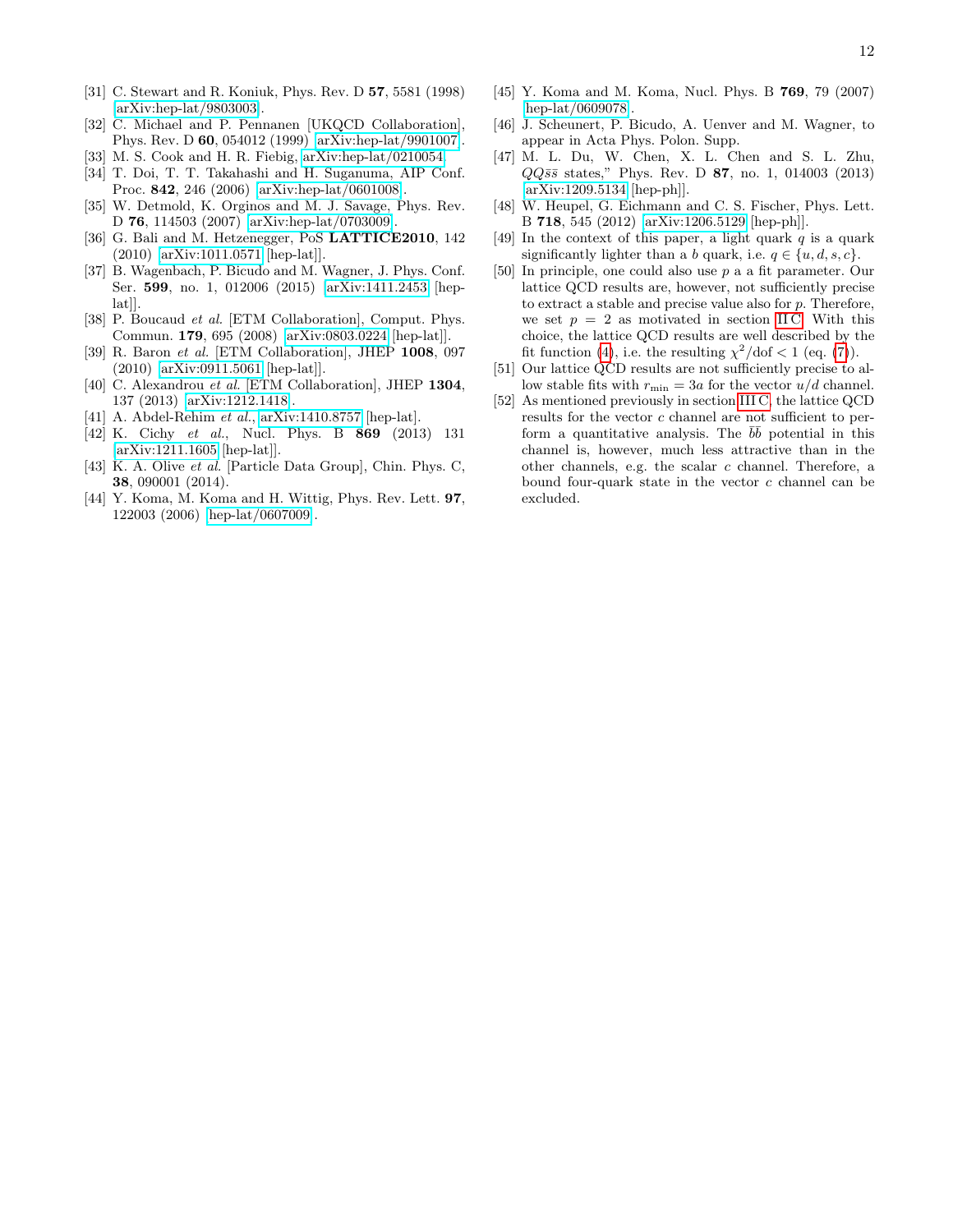[31] C. Stewart and R. Koniuk, Phys. Rev. D **57**, 5581 (1998) [arXiv:hep-lat/9803003].

[32] C. Michael and P. Pennanen [UKQCD Collaboration], Phys. Rev. D **60**, 054012 (1999) [arXiv:hep-lat/9901007].

[33] M. S. Cook and H. R. Fiebig, arXiv:hep-lat/0210054.

[34] T. Doi, T. T. Takahashi and H. Suganuma, AIP Conf. Proc. **842**, 246 (2006) [arXiv:hep-lat/0601008].

[35] W. Detmold, K. Orginos and M. J. Savage, Phys. Rev. D **76**, 114503 (2007) [arXiv:hep-lat/0703009].

[36] G. Bali and M. Hetzenegger, PoS **LATTICE2010**, 142 (2010) [arXiv:1011.0571 [hep-lat]].

[37] B. Wagenbach, P. Bicudo and M. Wagner, J. Phys. Conf. Ser. **599**, no. 1, 012006 (2015) [arXiv:1411.2453 [hep-lat]].

[38] P. Boucaud *et al.* [ETM Collaboration], Comput. Phys. Commun. **179**, 695 (2008) [arXiv:0803.0224 [hep-lat]].

[39] R. Baron *et al.* [ETM Collaboration], JHEP **1008**, 097 (2010) [arXiv:0911.5061 [hep-lat]].

[40] C. Alexandrou *et al.* [ETM Collaboration], JHEP **1304**, 137 (2013) [arXiv:1212.1418].

[41] A. Abdel-Rehim *et al.*, arXiv:1410.8757 [hep-lat].

[42] K. Cichy *et al.*, Nucl. Phys. B **869** (2013) 131 [arXiv:1211.1605 [hep-lat]].

[43] K. A. Olive *et al.* [Particle Data Group], Chin. Phys. C, **38**, 090001 (2014).

[44] Y. Koma, M. Koma and H. Wittig, Phys. Rev. Lett. **97**, 122003 (2006) [hep-lat/0607009].

[45] Y. Koma and M. Koma, Nucl. Phys. B **769**, 79 (2007) [hep-lat/0609078].

[46] J. Scheunert, P. Bicudo, A. Uenver and M. Wagner, to appear in Acta Phys. Polon. Supp.

[47] M. L. Du, W. Chen, X. L. Chen and S. L. Zhu, $QQ\bar{s}\bar{s}$ states," Phys. Rev. D **87**, no. 1, 014003 (2013) [arXiv:1209.5134 [hep-ph]].

[48] W. Heupel, G. Eichmann and C. S. Fischer, Phys. Lett. B **718**, 545 (2012) [arXiv:1206.5129 [hep-ph]].

[49] In the context of this paper, a light quark $q$ is a quark significantly lighter than a $b$ quark, i.e. $q \in \{u, d, s, c\}$.

[50] In principle, one could also use $p$ a a fit parameter. Our lattice QCD results are, however, not sufficiently precise to extract a stable and precise value also for $p$. Therefore, we set $p = 2$ as motivated in section II C. With this choice, the lattice QCD results are well described by the fit function (4), i.e. the resulting $\chi^2/\text{dof} < 1$ (eq. (7)).

[51] Our lattice QCD results are not sufficiently precise to allow stable fits with $r_{\text{min}} = 3a$ for the vector $u/d$ channel.

[52] As mentioned previously in section III C, the lattice QCD results for the vector $c$ channel are not sufficient to perform a quantitative analysis. The $\bar{b}\bar{b}$ potential in this channel is, however, much less attractive than in the other channels, e.g. the scalar $c$ channel. Therefore, a bound four-quark state in the vector $c$ channel can be excluded.